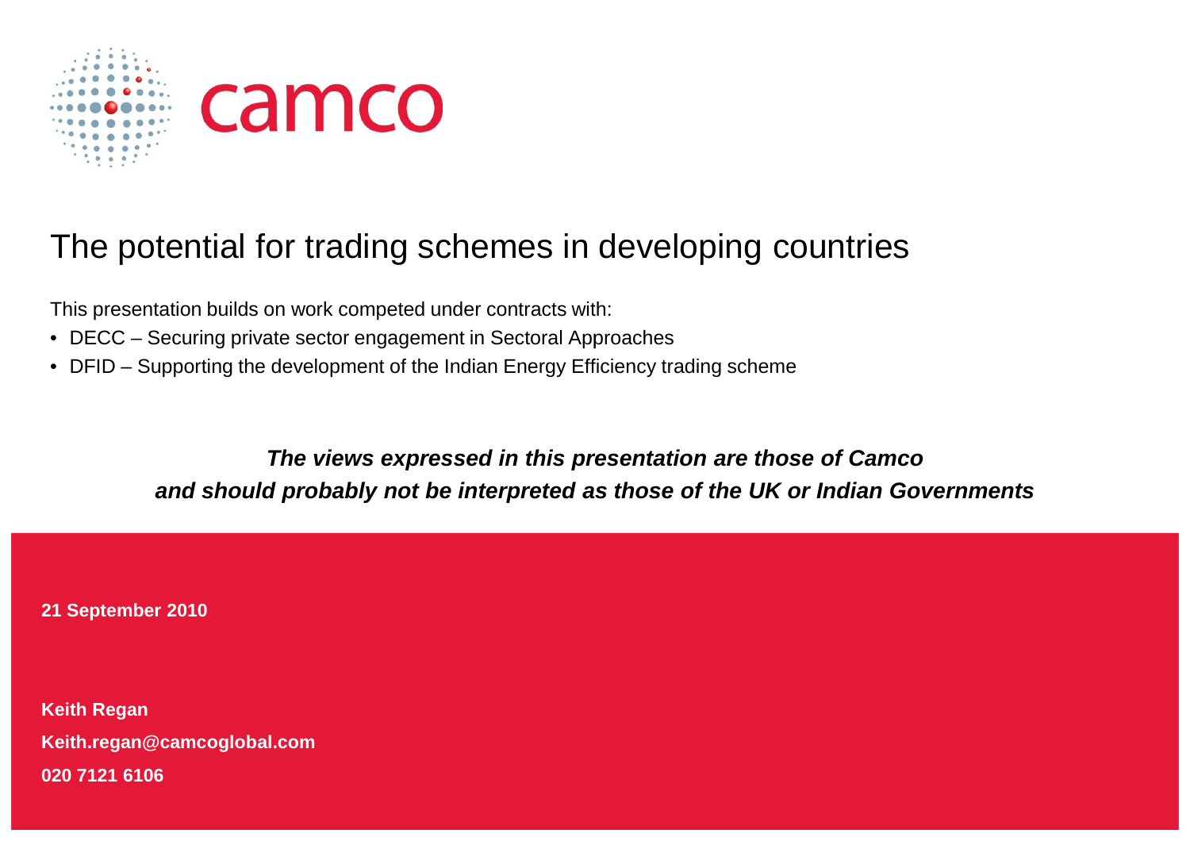camco

# The potential for trading schemes in developing countries

This presentation builds on work competed under contracts with:

- DECC – Securing private sector engagement in Sectoral Approaches
- DFID – Supporting the development of the Indian Energy Efficiency trading scheme

***The views expressed in this presentation are those of Camco and should probably not be interpreted as those of the UK or Indian Governments***

**21 September 2010**

**Keith Regan**
**Keith.regan@camcoglobal.com**
**020 7121 6106**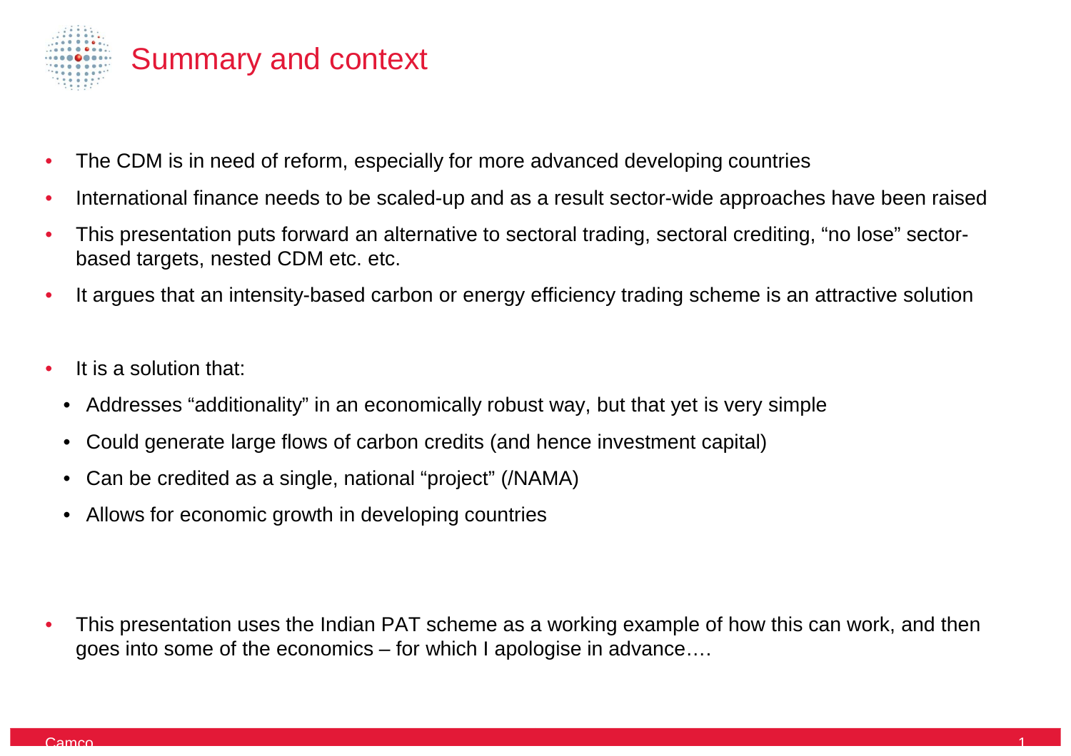# Summary and context

- The CDM is in need of reform, especially for more advanced developing countries
- International finance needs to be scaled-up and as a result sector-wide approaches have been raised
- This presentation puts forward an alternative to sectoral trading, sectoral crediting, “no lose” sector-based targets, nested CDM etc. etc.
- It argues that an intensity-based carbon or energy efficiency trading scheme is an attractive solution

- It is a solution that:
  - Addresses “additionality” in an economically robust way, but that yet is very simple
  - Could generate large flows of carbon credits (and hence investment capital)
  - Can be credited as a single, national “project” (/NAMA)
  - Allows for economic growth in developing countries

- This presentation uses the Indian PAT scheme as a working example of how this can work, and then goes into some of the economics – for which I apologise in advance….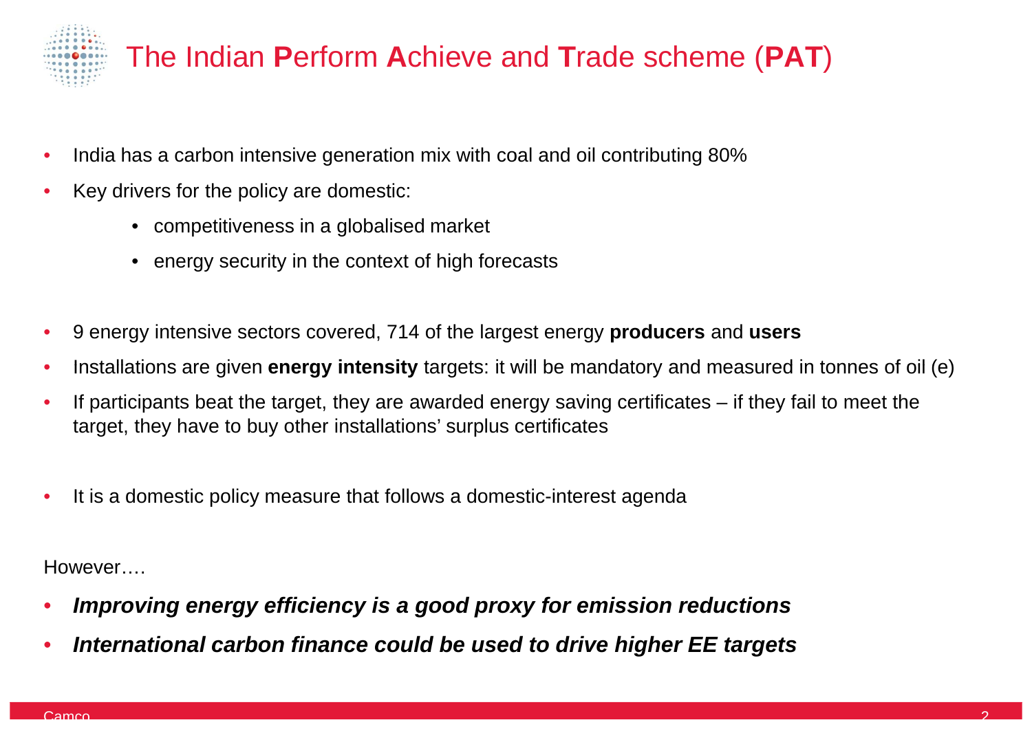# The Indian **P**erform **A**chieve and **T**rade scheme (**PAT**)

- India has a carbon intensive generation mix with coal and oil contributing 80%
- Key drivers for the policy are domestic:
  - competitiveness in a globalised market
  - energy security in the context of high forecasts
- 9 energy intensive sectors covered, 714 of the largest energy **producers** and **users**
- Installations are given **energy intensity** targets: it will be mandatory and measured in tonnes of oil (e)
- If participants beat the target, they are awarded energy saving certificates – if they fail to meet the target, they have to buy other installations' surplus certificates
- It is a domestic policy measure that follows a domestic-interest agenda

However….

- ***Improving energy efficiency is a good proxy for emission reductions***
- ***International carbon finance could be used to drive higher EE targets***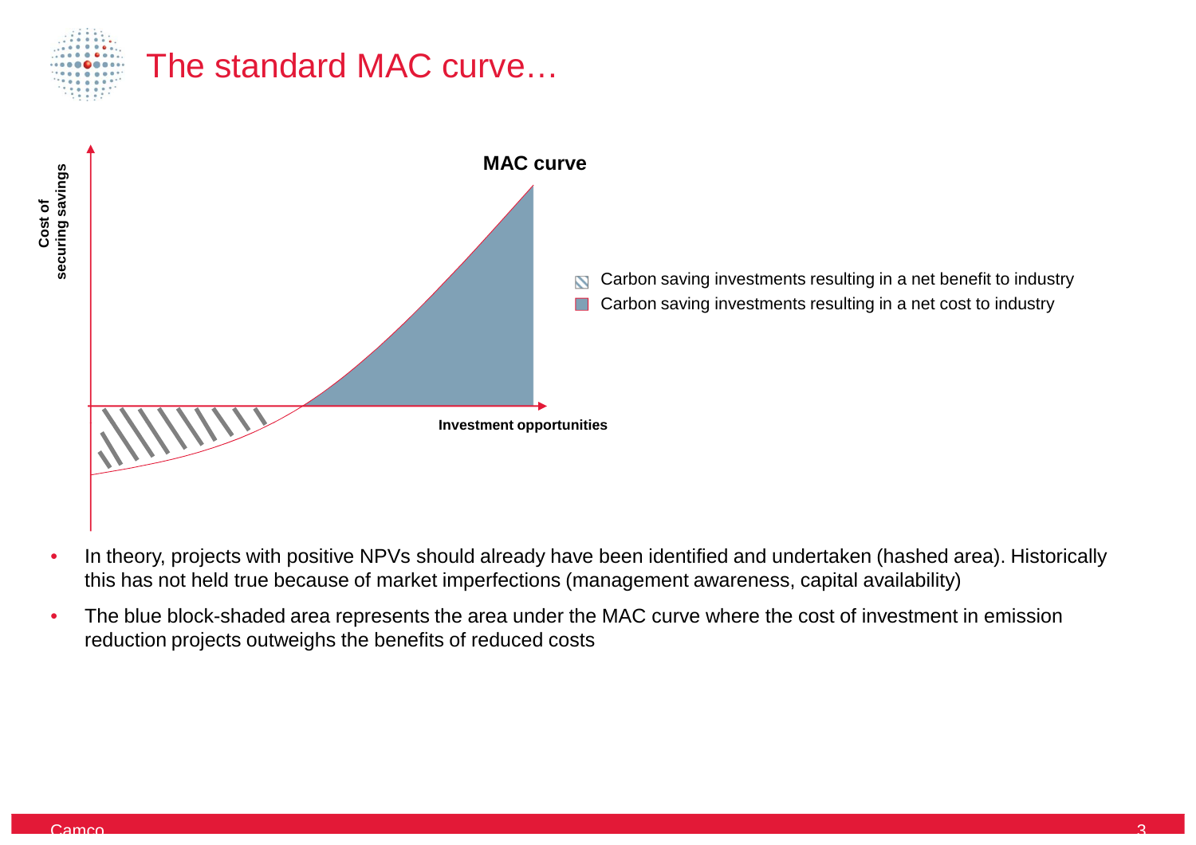# The standard MAC curve…

**MAC curve**

**Cost of securing savings**

**Investment opportunities**

- Carbon saving investments resulting in a net benefit to industry
- Carbon saving investments resulting in a net cost to industry

- In theory, projects with positive NPVs should already have been identified and undertaken (hashed area). Historically this has not held true because of market imperfections (management awareness, capital availability)
- The blue block-shaded area represents the area under the MAC curve where the cost of investment in emission reduction projects outweighs the benefits of reduced costs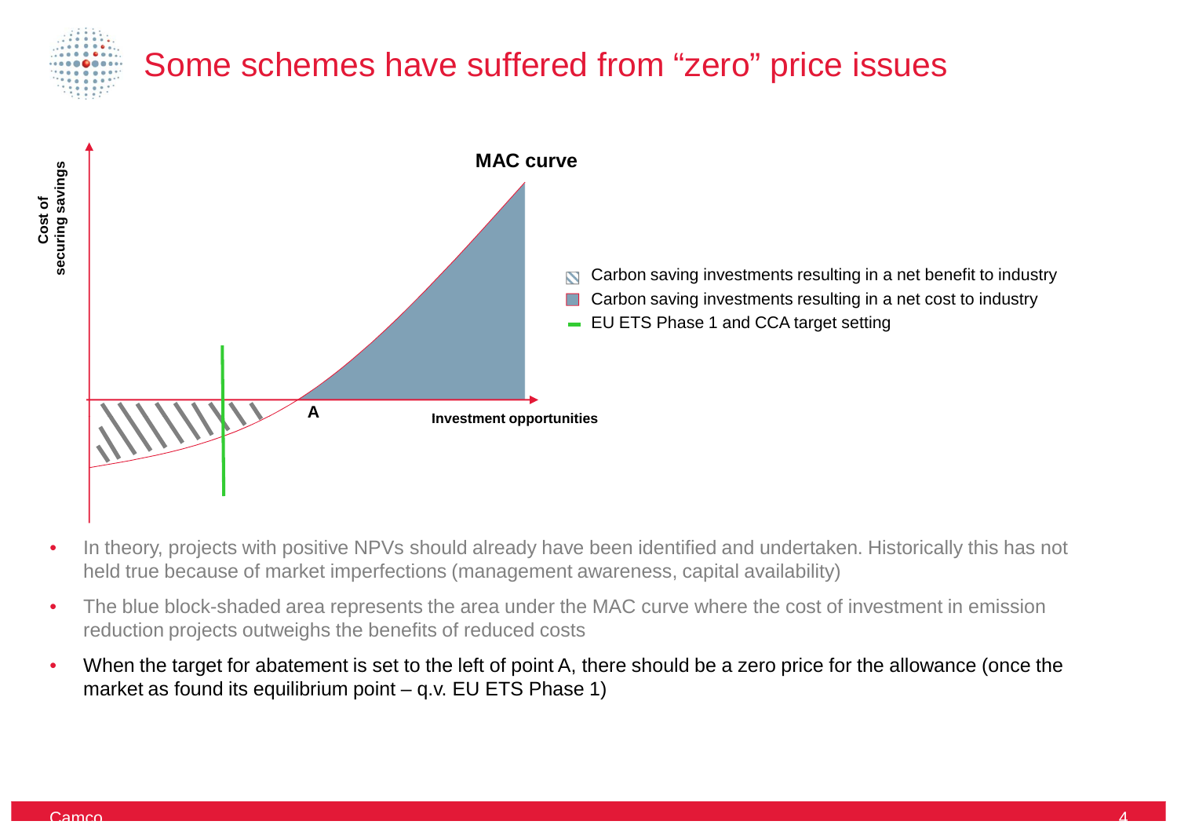# Some schemes have suffered from "zero" price issues

- In theory, projects with positive NPVs should already have been identified and undertaken. Historically this has not held true because of market imperfections (management awareness, capital availability)
- The blue block-shaded area represents the area under the MAC curve where the cost of investment in emission reduction projects outweighs the benefits of reduced costs
- When the target for abatement is set to the left of point A, there should be a zero price for the allowance (once the market as found its equilibrium point – q.v. EU ETS Phase 1)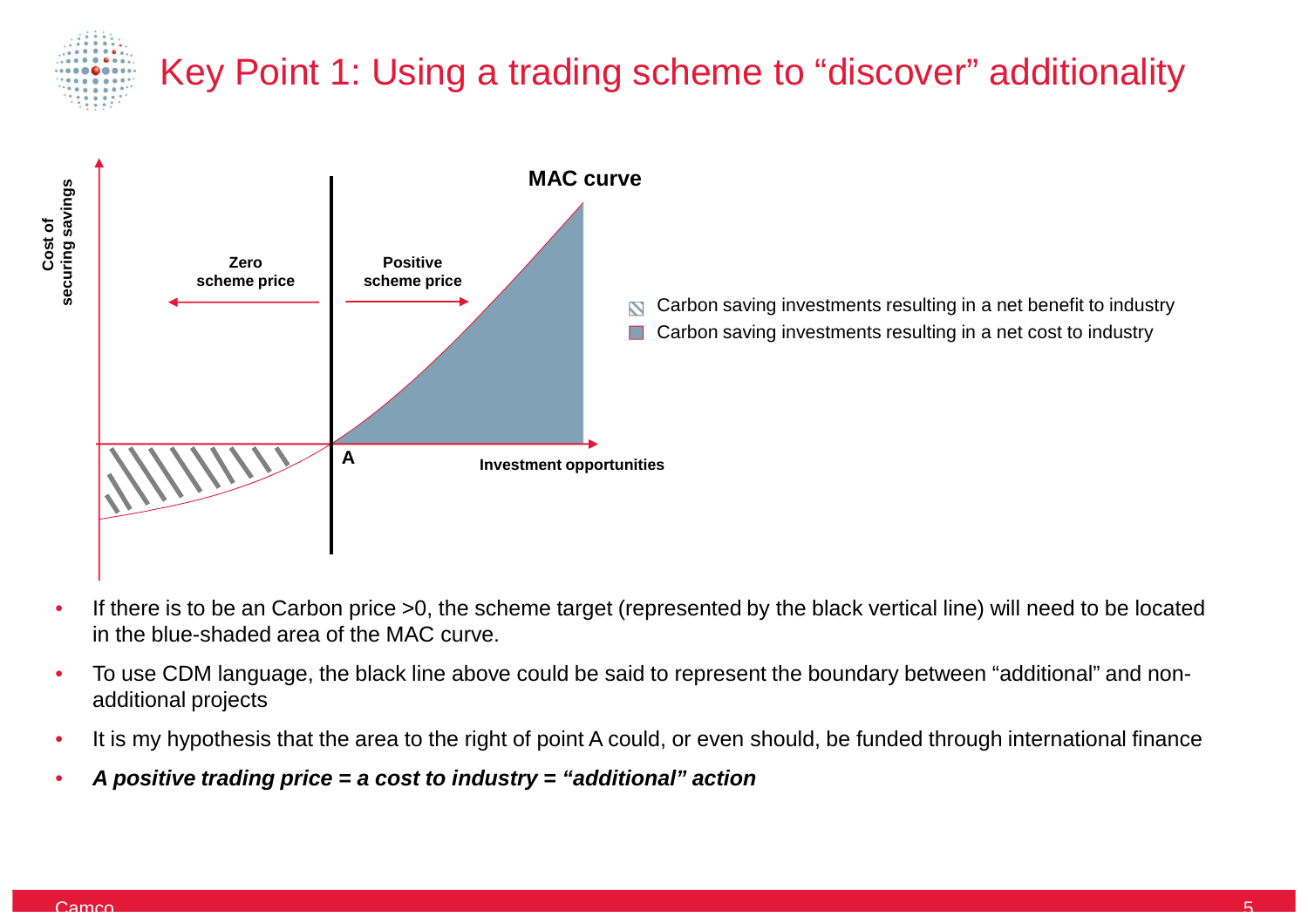# Key Point 1: Using a trading scheme to "discover" additionality

MAC curve

Cost of securing savings

Zero scheme price

Positive scheme price

A

Investment opportunities

- Carbon saving investments resulting in a net benefit to industry
- Carbon saving investments resulting in a net cost to industry

- If there is to be an Carbon price >0, the scheme target (represented by the black vertical line) will need to be located in the blue-shaded area of the MAC curve.
- To use CDM language, the black line above could be said to represent the boundary between "additional" and non-additional projects
- It is my hypothesis that the area to the right of point A could, or even should, be funded through international finance
- ***A positive trading price = a cost to industry = "additional" action***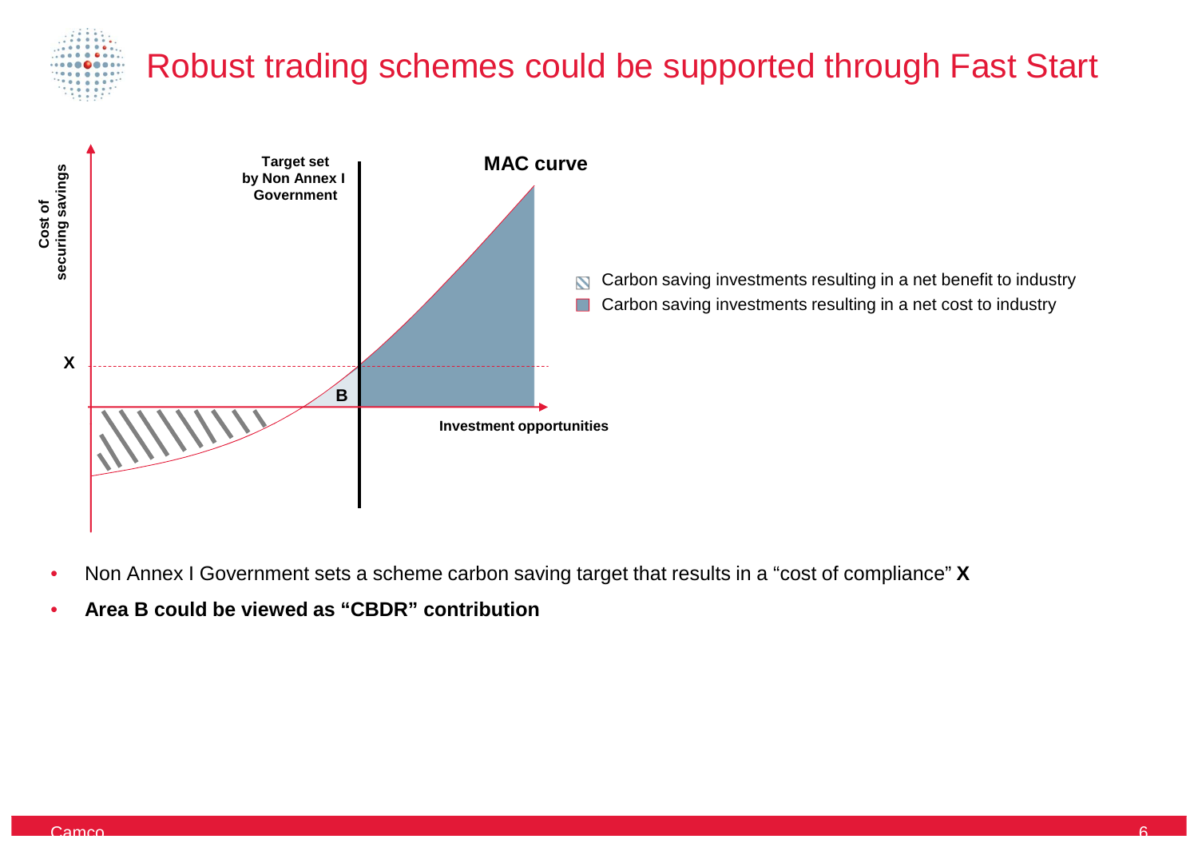# Robust trading schemes could be supported through Fast Start

Cost of securing savings

Target set by Non Annex I Government

MAC curve

X

B

Investment opportunities

- Carbon saving investments resulting in a net benefit to industry
- Carbon saving investments resulting in a net cost to industry

- Non Annex I Government sets a scheme carbon saving target that results in a “cost of compliance” **X**
- **Area B could be viewed as “CBDR” contribution**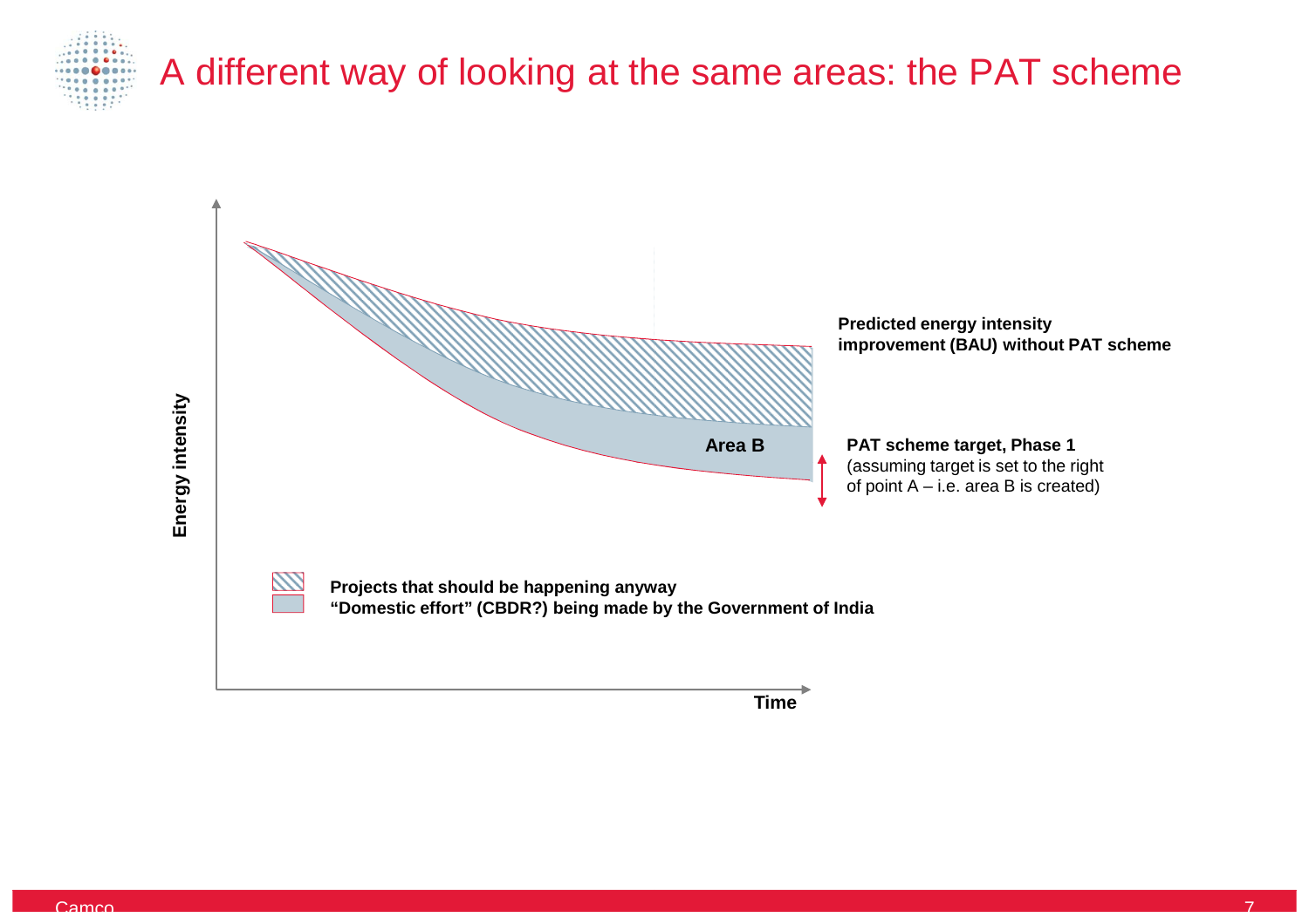# A different way of looking at the same areas: the PAT scheme

Energy intensity

Time

Predicted energy intensity improvement (BAU) without PAT scheme

Area B

**PAT scheme target, Phase 1**
(assuming target is set to the right of point A – i.e. area B is created)

**Projects that should be happening anyway**

**“Domestic effort” (CBDR?) being made by the Government of India**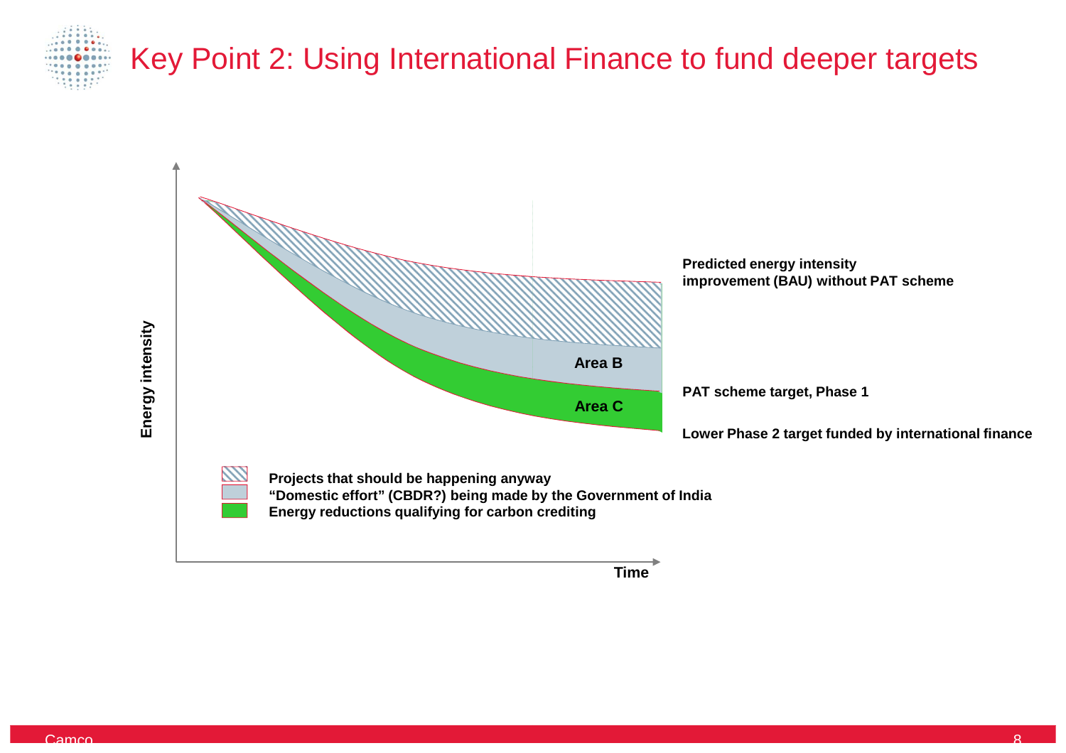# Key Point 2: Using International Finance to fund deeper targets

Energy intensity

Predicted energy intensity improvement (BAU) without PAT scheme

Area B

PAT scheme target, Phase 1

Area C

Lower Phase 2 target funded by international finance

- Projects that should be happening anyway
- "Domestic effort" (CBDR?) being made by the Government of India
- Energy reductions qualifying for carbon crediting

Time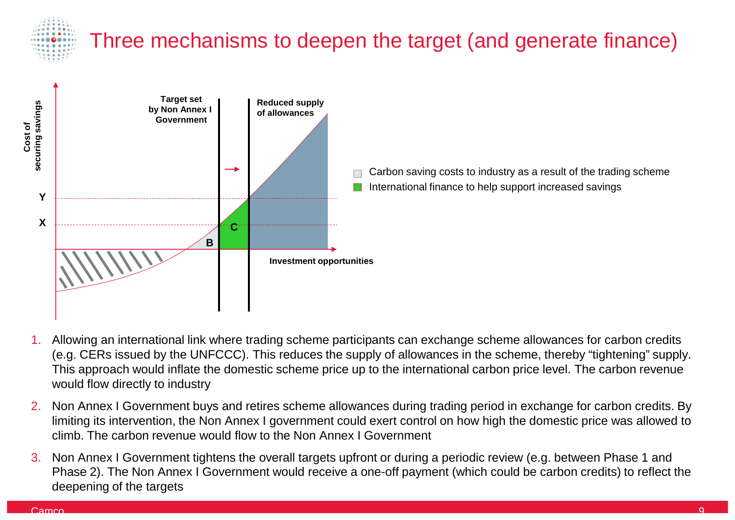# Three mechanisms to deepen the target (and generate finance)

1. Allowing an international link where trading scheme participants can exchange scheme allowances for carbon credits (e.g. CERs issued by the UNFCCC). This reduces the supply of allowances in the scheme, thereby “tightening” supply. This approach would inflate the domestic scheme price up to the international carbon price level. The carbon revenue would flow directly to industry
2. Non Annex I Government buys and retires scheme allowances during trading period in exchange for carbon credits. By limiting its intervention, the Non Annex I government could exert control on how high the domestic price was allowed to climb. The carbon revenue would flow to the Non Annex I Government
3. Non Annex I Government tightens the overall targets upfront or during a periodic review (e.g. between Phase 1 and Phase 2). The Non Annex I Government would receive a one-off payment (which could be carbon credits) to reflect the deepening of the targets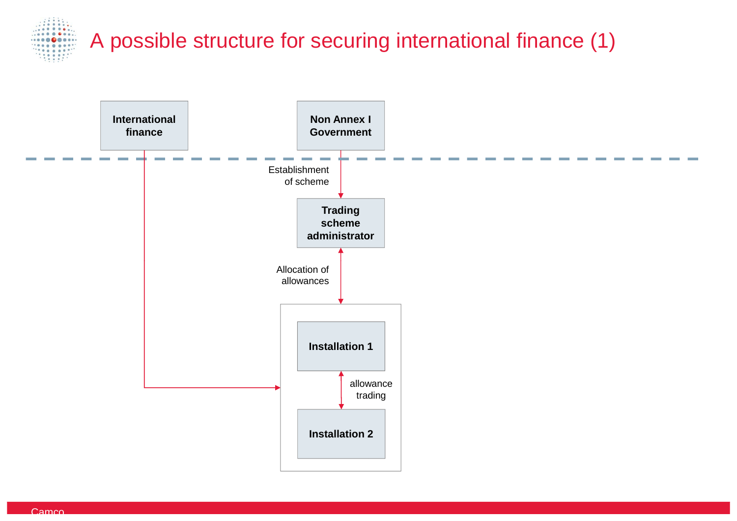# A possible structure for securing international finance (1)

International finance

Non Annex I Government

Establishment of scheme

Trading scheme administrator

Allocation of allowances

Installation 1

allowance trading

Installation 2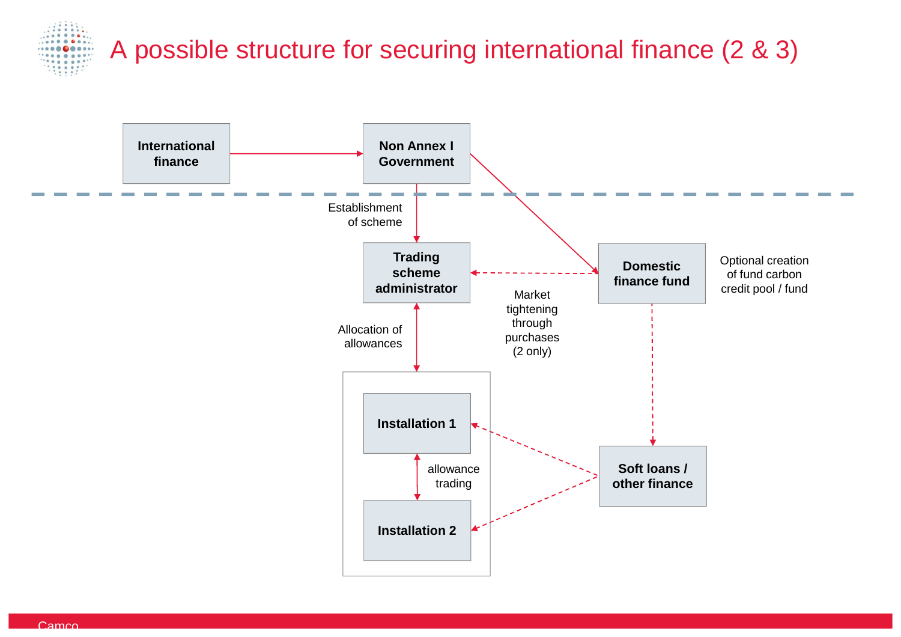# A possible structure for securing international finance (2 & 3)

International finance

Non Annex I Government

Establishment of scheme

Trading scheme administrator

Domestic finance fund

Optional creation of fund carbon credit pool / fund

Market tightening through purchases (2 only)

Allocation of allowances

Installation 1

allowance trading

Installation 2

Soft loans / other finance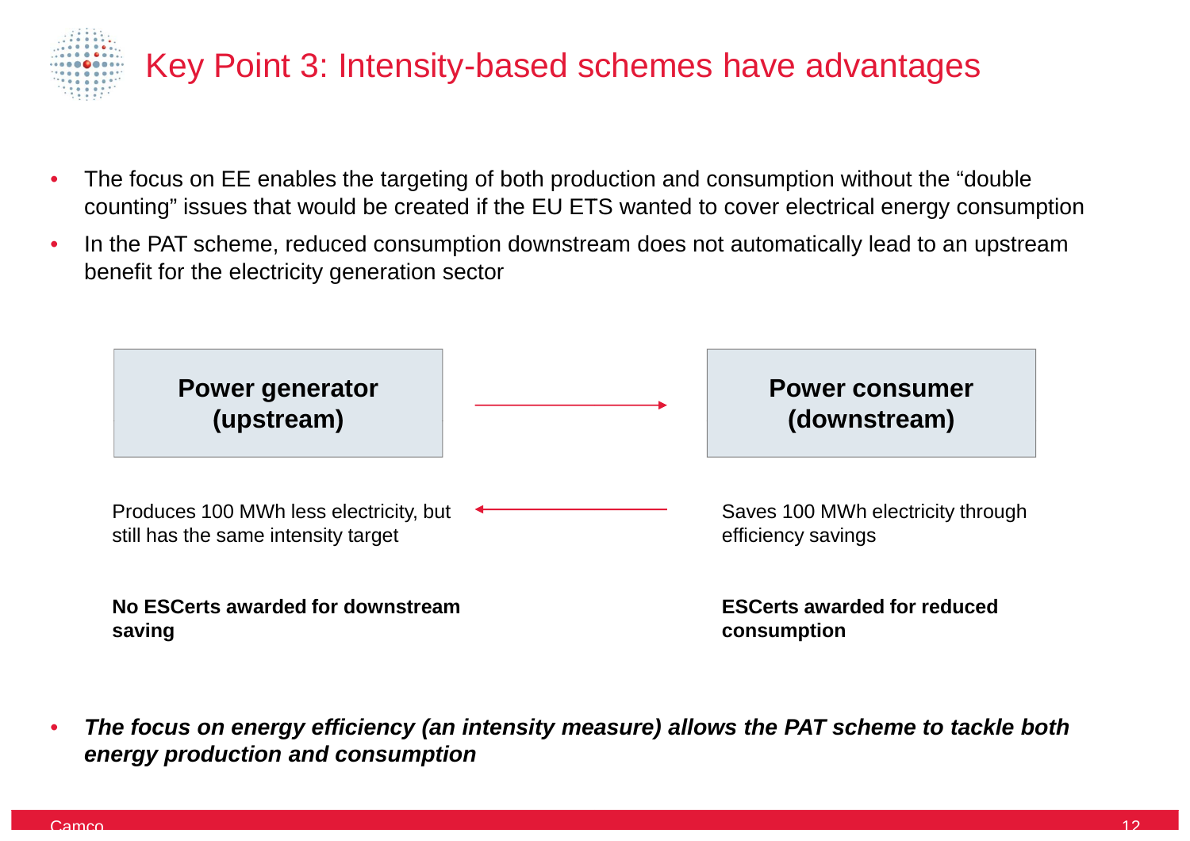# Key Point 3: Intensity-based schemes have advantages

- The focus on EE enables the targeting of both production and consumption without the "double counting" issues that would be created if the EU ETS wanted to cover electrical energy consumption
- In the PAT scheme, reduced consumption downstream does not automatically lead to an upstream benefit for the electricity generation sector

| **Power generator (upstream)** | **Power consumer (downstream)** |
|---|---|
| Produces 100 MWh less electricity, but still has the same intensity target | Saves 100 MWh electricity through efficiency savings |
| **No ESCerts awarded for downstream saving** | **ESCerts awarded for reduced consumption** |

- ***The focus on energy efficiency (an intensity measure) allows the PAT scheme to tackle both energy production and consumption***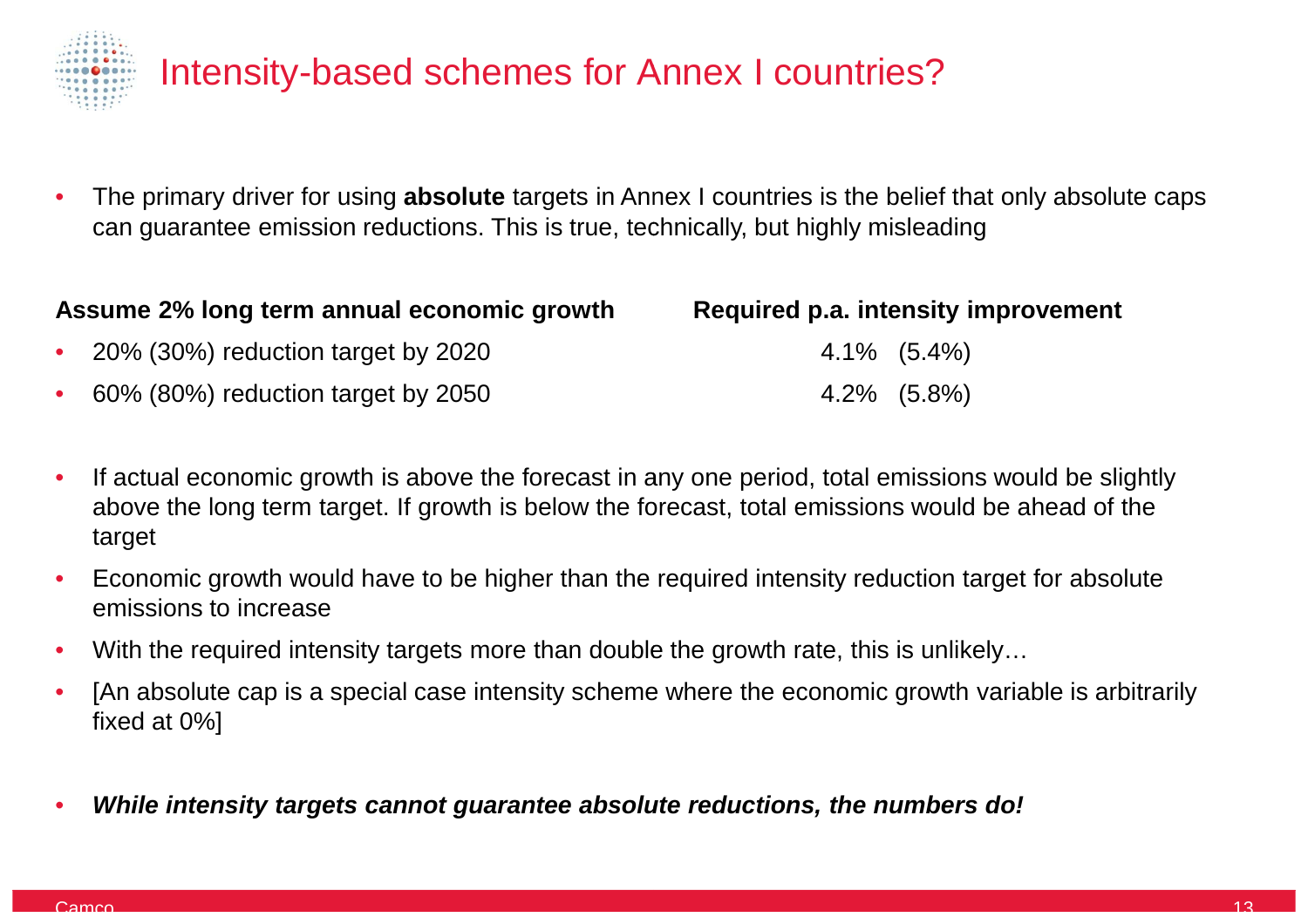# Intensity-based schemes for Annex I countries?

- The primary driver for using **absolute** targets in Annex I countries is the belief that only absolute caps can guarantee emission reductions. This is true, technically, but highly misleading

| Assume 2% long term annual economic growth | Required p.a. intensity improvement |
|---|---|
| • 20% (30%) reduction target by 2020 | 4.1% (5.4%) |
| • 60% (80%) reduction target by 2050 | 4.2% (5.8%) |

- If actual economic growth is above the forecast in any one period, total emissions would be slightly above the long term target. If growth is below the forecast, total emissions would be ahead of the target
- Economic growth would have to be higher than the required intensity reduction target for absolute emissions to increase
- With the required intensity targets more than double the growth rate, this is unlikely…
- [An absolute cap is a special case intensity scheme where the economic growth variable is arbitrarily fixed at 0%]

- ***While intensity targets cannot guarantee absolute reductions, the numbers do!***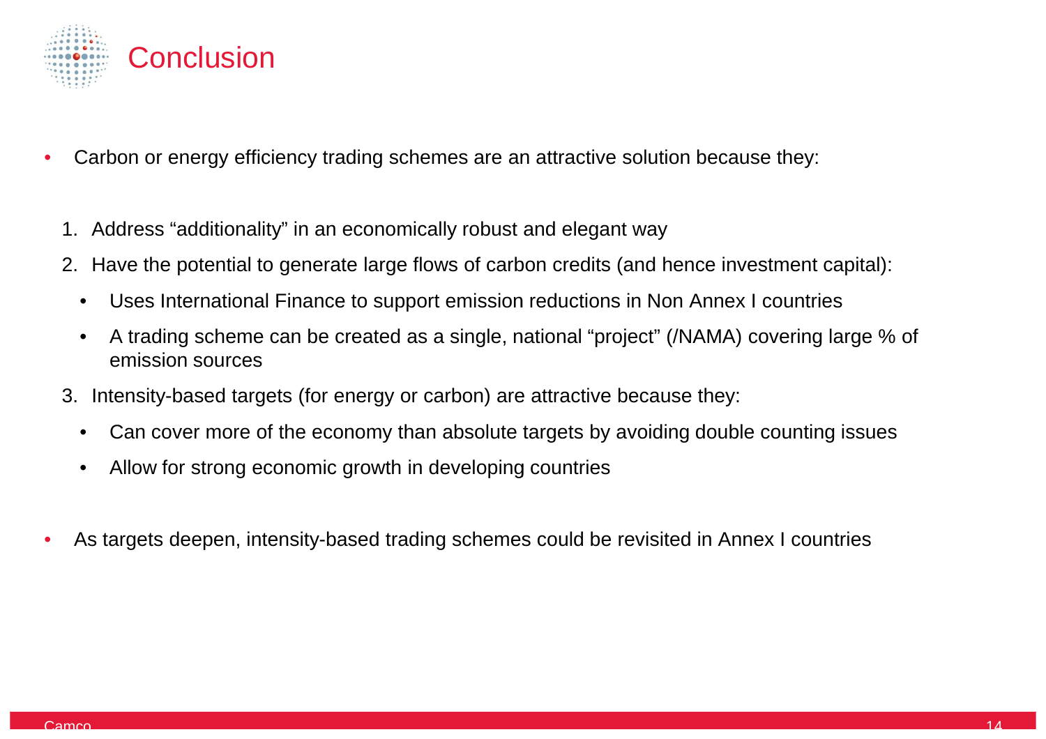# Conclusion

- Carbon or energy efficiency trading schemes are an attractive solution because they:

  1. Address "additionality" in an economically robust and elegant way
  2. Have the potential to generate large flows of carbon credits (and hence investment capital):
     - Uses International Finance to support emission reductions in Non Annex I countries
     - A trading scheme can be created as a single, national "project" (/NAMA) covering large % of emission sources
  3. Intensity-based targets (for energy or carbon) are attractive because they:
     - Can cover more of the economy than absolute targets by avoiding double counting issues
     - Allow for strong economic growth in developing countries

- As targets deepen, intensity-based trading schemes could be revisited in Annex I countries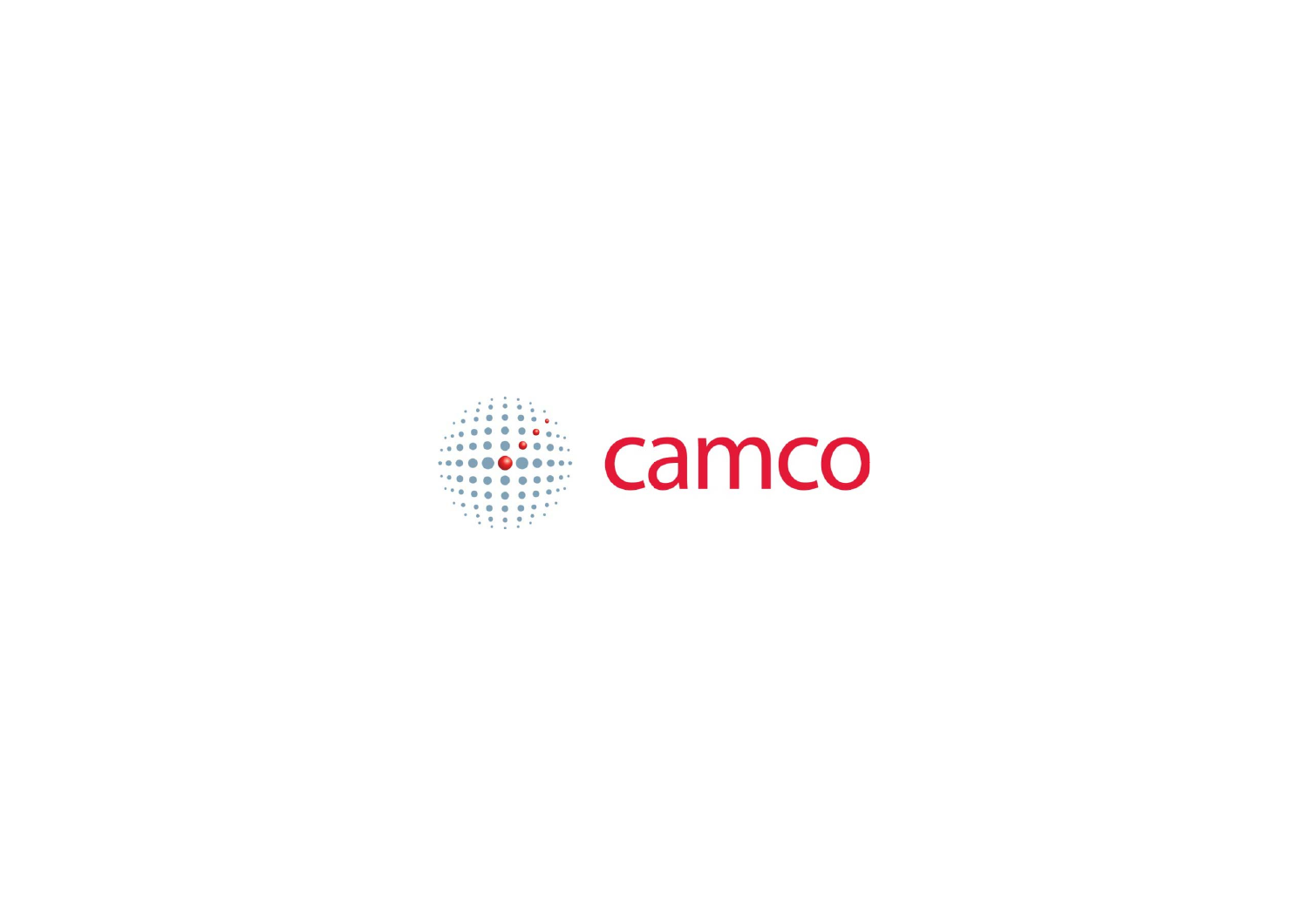camco